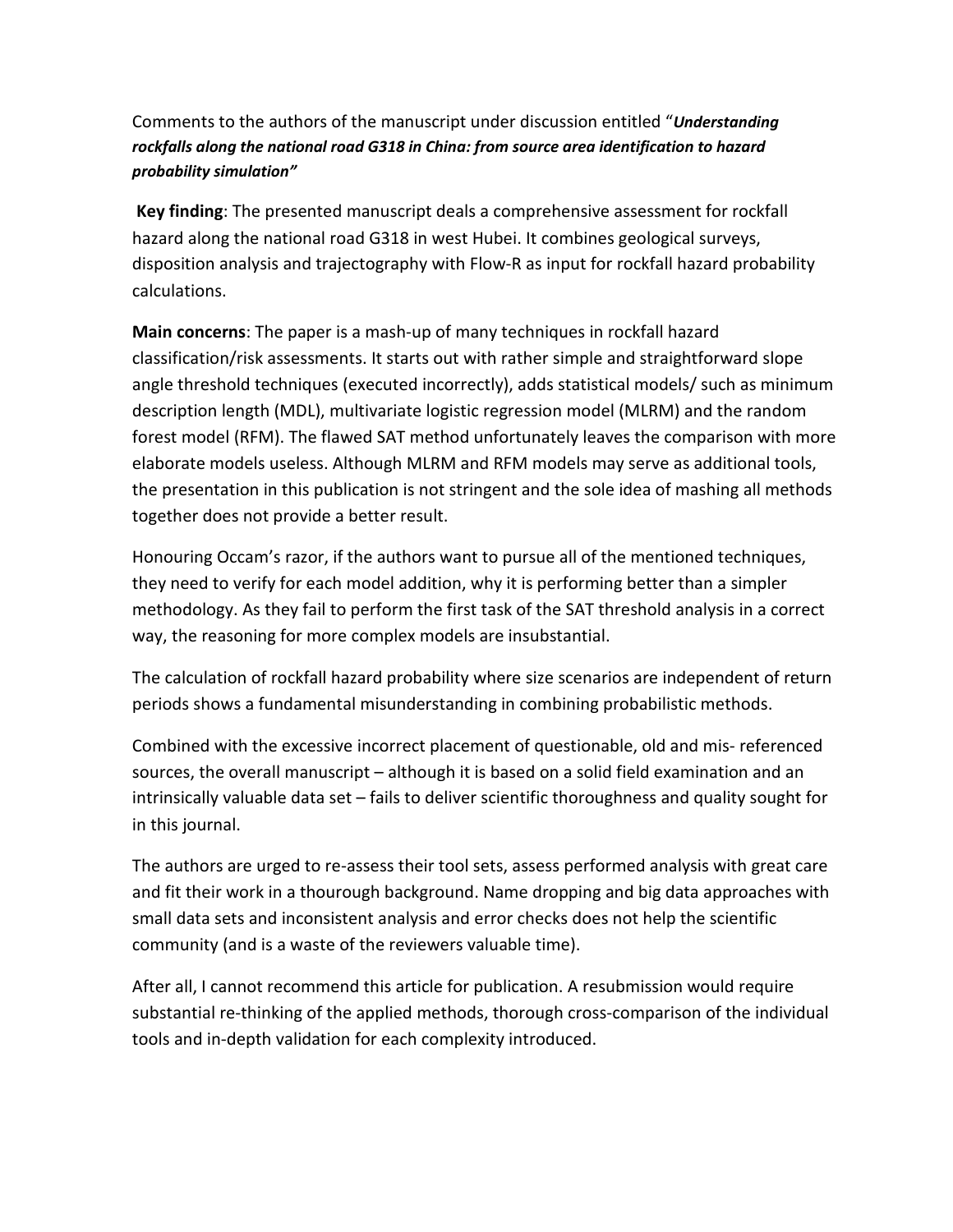Comments to the authors of the manuscript under discussion entitled "***Understanding rockfalls along the national road G318 in China: from source area identification to hazard probability simulation"***

**Key finding**: The presented manuscript deals a comprehensive assessment for rockfall hazard along the national road G318 in west Hubei. It combines geological surveys, disposition analysis and trajectography with Flow-R as input for rockfall hazard probability calculations.

**Main concerns**: The paper is a mash-up of many techniques in rockfall hazard classification/risk assessments. It starts out with rather simple and straightforward slope angle threshold techniques (executed incorrectly), adds statistical models/ such as minimum description length (MDL), multivariate logistic regression model (MLRM) and the random forest model (RFM). The flawed SAT method unfortunately leaves the comparison with more elaborate models useless. Although MLRM and RFM models may serve as additional tools, the presentation in this publication is not stringent and the sole idea of mashing all methods together does not provide a better result.

Honouring Occam's razor, if the authors want to pursue all of the mentioned techniques, they need to verify for each model addition, why it is performing better than a simpler methodology. As they fail to perform the first task of the SAT threshold analysis in a correct way, the reasoning for more complex models are insubstantial.

The calculation of rockfall hazard probability where size scenarios are independent of return periods shows a fundamental misunderstanding in combining probabilistic methods.

Combined with the excessive incorrect placement of questionable, old and mis- referenced sources, the overall manuscript – although it is based on a solid field examination and an intrinsically valuable data set – fails to deliver scientific thoroughness and quality sought for in this journal.

The authors are urged to re-assess their tool sets, assess performed analysis with great care and fit their work in a thourough background. Name dropping and big data approaches with small data sets and inconsistent analysis and error checks does not help the scientific community (and is a waste of the reviewers valuable time).

After all, I cannot recommend this article for publication. A resubmission would require substantial re-thinking of the applied methods, thorough cross-comparison of the individual tools and in-depth validation for each complexity introduced.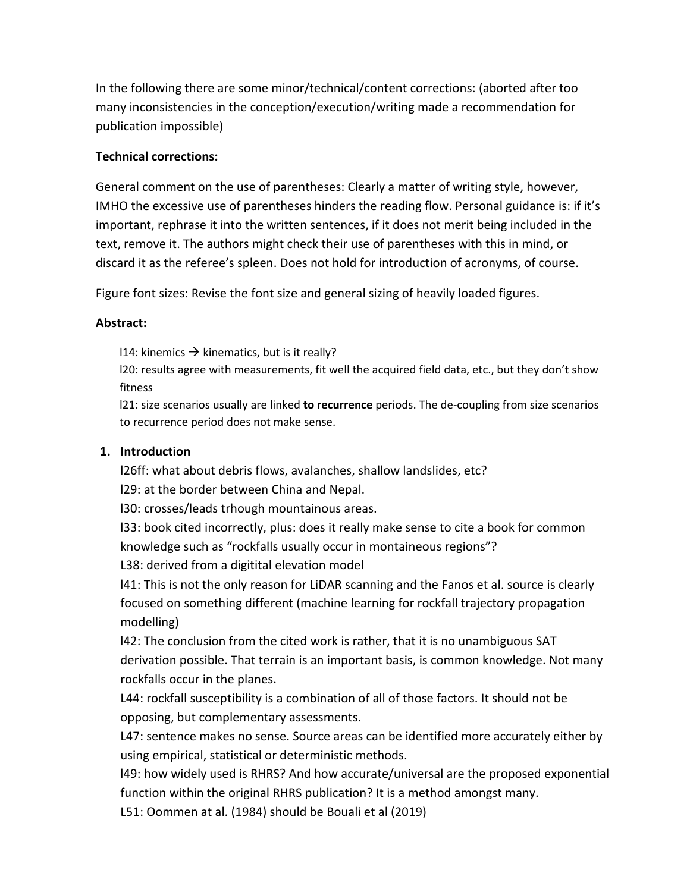In the following there are some minor/technical/content corrections: (aborted after too many inconsistencies in the conception/execution/writing made a recommendation for publication impossible)

**Technical corrections:**

General comment on the use of parentheses: Clearly a matter of writing style, however, IMHO the excessive use of parentheses hinders the reading flow. Personal guidance is: if it's important, rephrase it into the written sentences, if it does not merit being included in the text, remove it. The authors might check their use of parentheses with this in mind, or discard it as the referee's spleen. Does not hold for introduction of acronyms, of course.

Figure font sizes: Revise the font size and general sizing of heavily loaded figures.

**Abstract:**

l14: kinemics → kinematics, but is it really?
l20: results agree with measurements, fit well the acquired field data, etc., but they don't show fitness
l21: size scenarios usually are linked **to recurrence** periods. The de-coupling from size scenarios to recurrence period does not make sense.

**1. Introduction**

l26ff: what about debris flows, avalanches, shallow landslides, etc?
l29: at the border between China and Nepal.
l30: crosses/leads trhough mountainous areas.
l33: book cited incorrectly, plus: does it really make sense to cite a book for common knowledge such as "rockfalls usually occur in montaineous regions"?
L38: derived from a digitital elevation model
l41: This is not the only reason for LiDAR scanning and the Fanos et al. source is clearly focused on something different (machine learning for rockfall trajectory propagation modelling)
l42: The conclusion from the cited work is rather, that it is no unambiguous SAT derivation possible. That terrain is an important basis, is common knowledge. Not many rockfalls occur in the planes.
L44: rockfall susceptibility is a combination of all of those factors. It should not be opposing, but complementary assessments.
L47: sentence makes no sense. Source areas can be identified more accurately either by using empirical, statistical or deterministic methods.
l49: how widely used is RHRS? And how accurate/universal are the proposed exponential function within the original RHRS publication? It is a method amongst many.
L51: Oommen at al. (1984) should be Bouali et al (2019)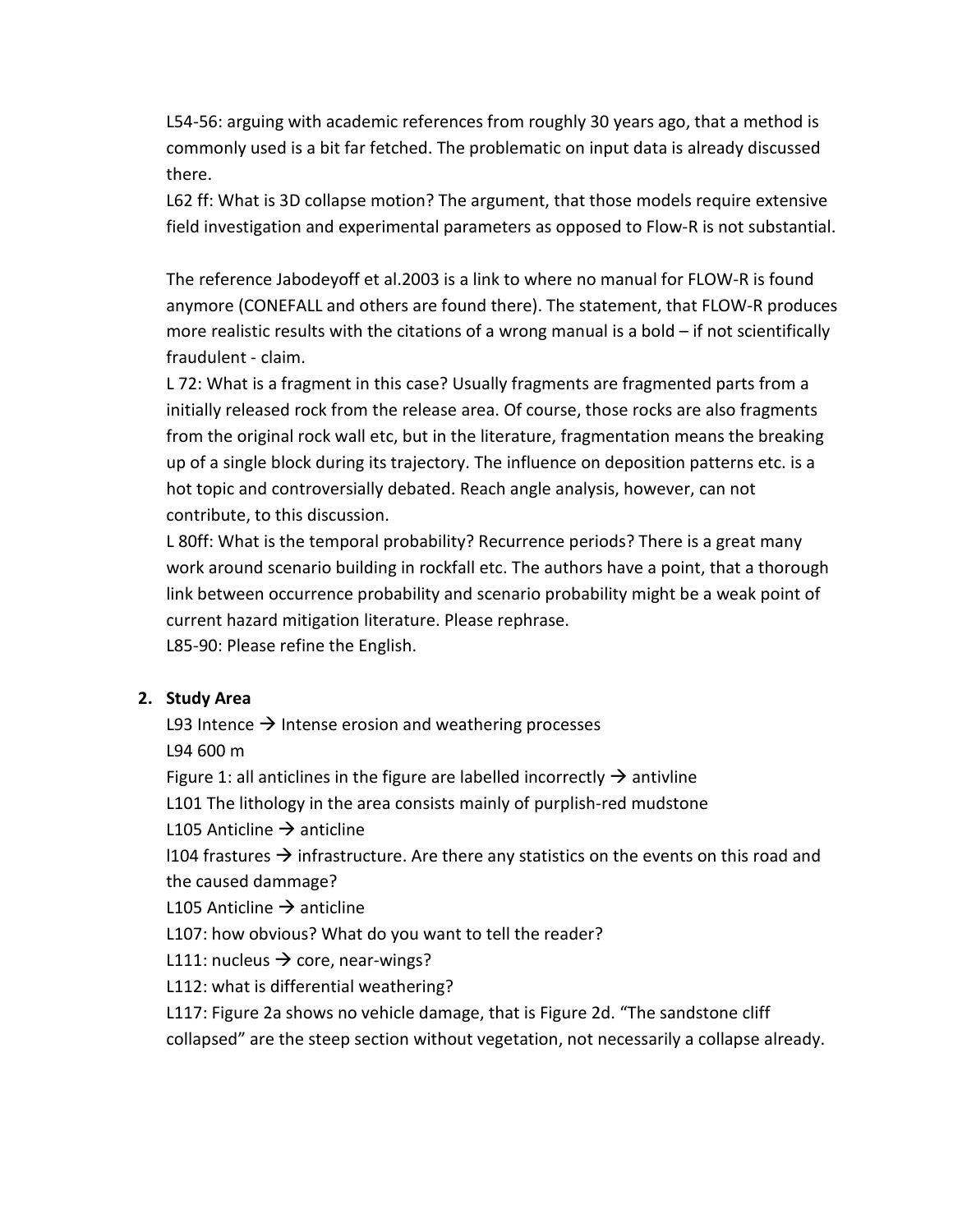L54-56: arguing with academic references from roughly 30 years ago, that a method is commonly used is a bit far fetched. The problematic on input data is already discussed there.

L62 ff: What is 3D collapse motion? The argument, that those models require extensive field investigation and experimental parameters as opposed to Flow-R is not substantial.

The reference Jabodeyoff et al.2003 is a link to where no manual for FLOW-R is found anymore (CONEFALL and others are found there). The statement, that FLOW-R produces more realistic results with the citations of a wrong manual is a bold – if not scientifically fraudulent - claim.

L 72: What is a fragment in this case? Usually fragments are fragmented parts from a initially released rock from the release area. Of course, those rocks are also fragments from the original rock wall etc, but in the literature, fragmentation means the breaking up of a single block during its trajectory. The influence on deposition patterns etc. is a hot topic and controversially debated. Reach angle analysis, however, can not contribute, to this discussion.

L 80ff: What is the temporal probability? Recurrence periods? There is a great many work around scenario building in rockfall etc. The authors have a point, that a thorough link between occurrence probability and scenario probability might be a weak point of current hazard mitigation literature. Please rephrase.

L85-90: Please refine the English.

## 2. Study Area

L93 Intence → Intense erosion and weathering processes

L94 600 m

Figure 1: all anticlines in the figure are labelled incorrectly → antivline

L101 The lithology in the area consists mainly of purplish-red mudstone

L105 Anticline → anticline

l104 frastures → infrastructure. Are there any statistics on the events on this road and the caused dammage?

L105 Anticline → anticline

L107: how obvious? What do you want to tell the reader?

L111: nucleus → core, near-wings?

L112: what is differential weathering?

L117: Figure 2a shows no vehicle damage, that is Figure 2d. "The sandstone cliff collapsed" are the steep section without vegetation, not necessarily a collapse already.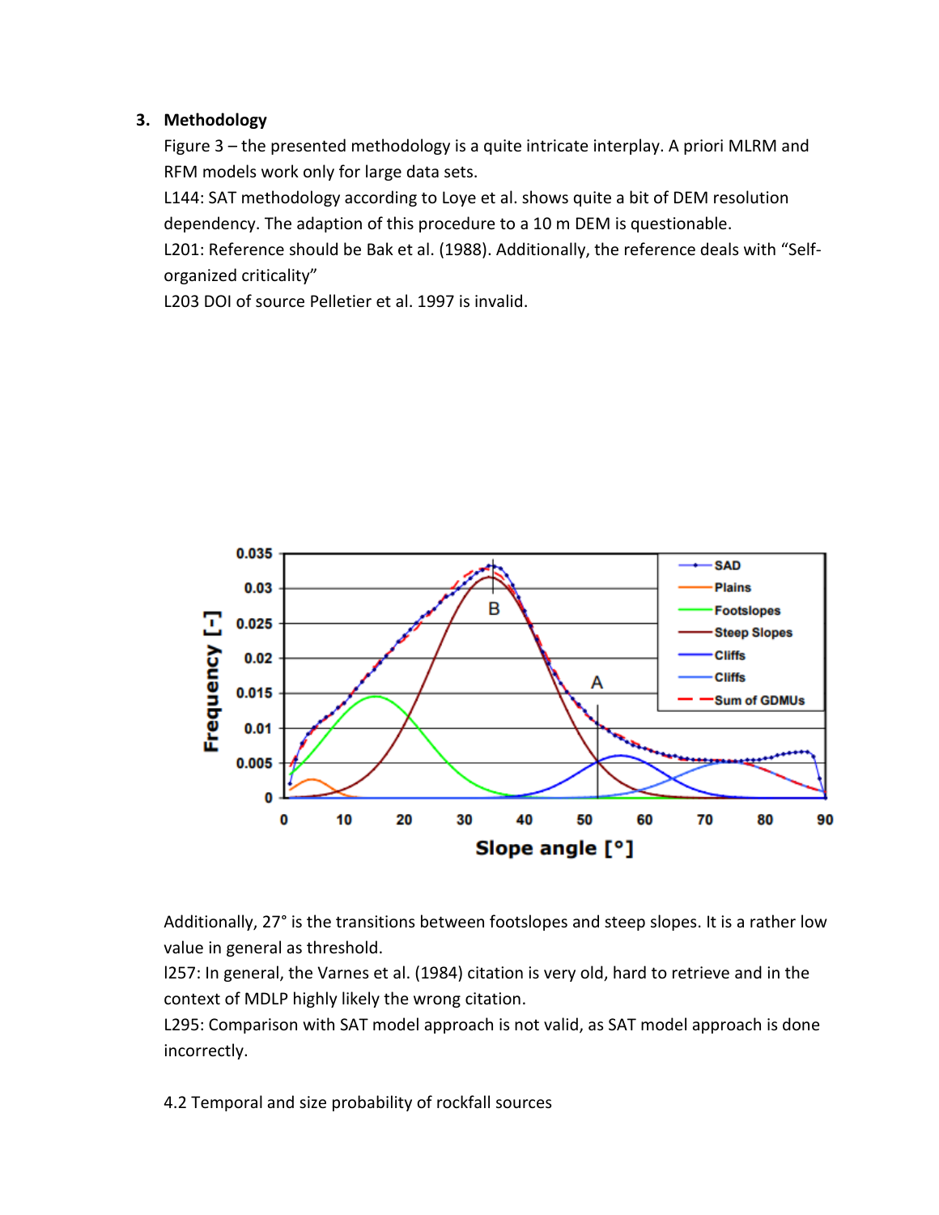3. **Methodology**

   Figure 3 – the presented methodology is a quite intricate interplay. A priori MLRM and RFM models work only for large data sets.

   L144: SAT methodology according to Loye et al. shows quite a bit of DEM resolution dependency. The adaption of this procedure to a 10 m DEM is questionable.

   L201: Reference should be Bak et al. (1988). Additionally, the reference deals with "Self-organized criticality"

   L203 DOI of source Pelletier et al. 1997 is invalid.

Additionally, 27° is the transitions between footslopes and steep slopes. It is a rather low value in general as threshold.

l257: In general, the Varnes et al. (1984) citation is very old, hard to retrieve and in the context of MDLP highly likely the wrong citation.

L295: Comparison with SAT model approach is not valid, as SAT model approach is done incorrectly.

4.2 Temporal and size probability of rockfall sources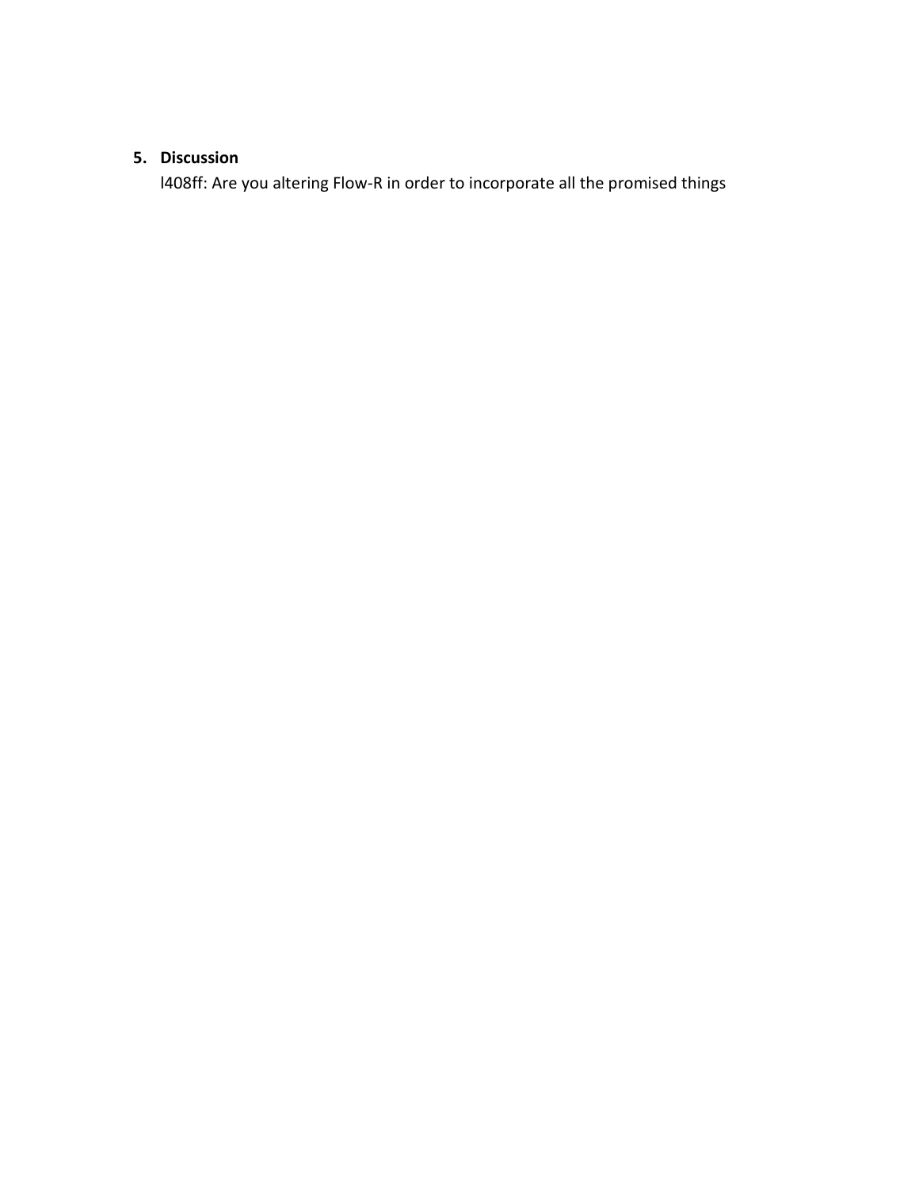## 5. Discussion

l408ff: Are you altering Flow-R in order to incorporate all the promised things